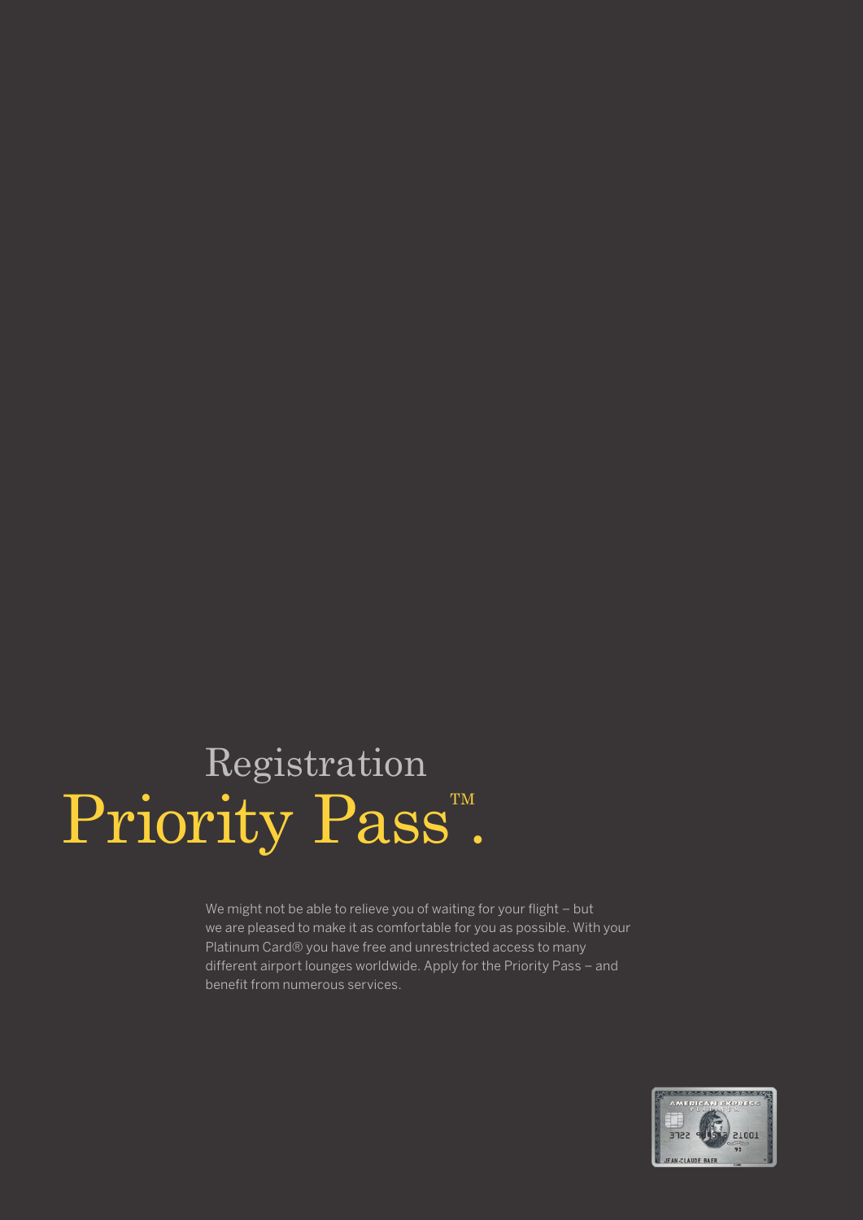Registration

# Priority Pass™.

We might not be able to relieve you of waiting for your flight – but we are pleased to make it as comfortable for you as possible. With your Platinum Card® you have free and unrestricted access to many different airport lounges worldwide. Apply for the Priority Pass – and benefit from numerous services.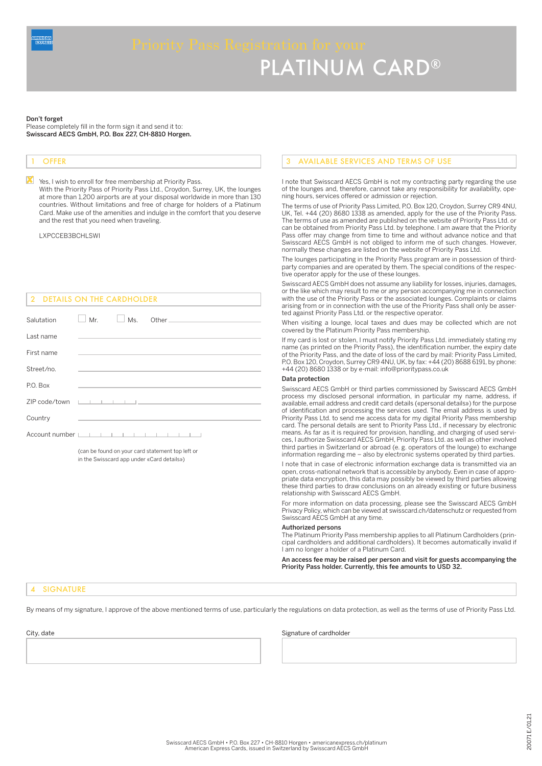# Priority Pass Registration for your PLATINUM CARD®

**Don't forget**
Please completely fill in the form sign it and send it to:
**Swisscard AECS GmbH, P.O. Box 227, CH-8810 Horgen.**

## 1 OFFER

☒ Yes, I wish to enroll for free membership at Priority Pass.
With the Priority Pass of Priority Pass Ltd., Croydon, Surrey, UK, the lounges at more than 1,200 airports are at your disposal worldwide in more than 130 countries. Without limitations and free of charge for holders of a Platinum Card. Make use of the amenities and indulge in the comfort that you deserve and the rest that you need when traveling.

LXPCCEB3BCHLSWI

## 2 DETAILS ON THE CARDHOLDER

Salutation ☐ Mr. ☐ Ms. Other ______

Last name ______

First name ______

Street/no. ______

P.O. Box ______

ZIP code/town ______

Country ______

Account number ______

(can be found on your card statement top left or in the Swisscard app under «Card details»)

## 3 AVAILABLE SERVICES AND TERMS OF USE

I note that Swisscard AECS GmbH is not my contracting party regarding the use of the lounges and, therefore, cannot take any responsibility for availability, opening hours, services offered or admission or rejection.

The terms of use of Priority Pass Limited, P.O. Box 120, Croydon, Surrey CR9 4NU, UK, Tel. +44 (20) 8680 1338 as amended, apply for the use of the Priority Pass. The terms of use as amended are published on the website of Priority Pass Ltd. or can be obtained from Priority Pass Ltd. by telephone. I am aware that the Priority Pass offer may change from time to time and without advance notice and that Swisscard AECS GmbH is not obliged to inform me of such changes. However, normally these changes are listed on the website of Priority Pass Ltd.

The lounges participating in the Priority Pass program are in possession of third-party companies and are operated by them. The special conditions of the respective operator apply for the use of these lounges.

Swisscard AECS GmbH does not assume any liability for losses, injuries, damages, or the like which may result to me or any person accompanying me in connection with the use of the Priority Pass or the associated lounges. Complaints or claims arising from or in connection with the use of the Priority Pass shall only be asserted against Priority Pass Ltd. or the respective operator.

When visiting a lounge, local taxes and dues may be collected which are not covered by the Platinum Priority Pass membership.

If my card is lost or stolen, I must notify Priority Pass Ltd. immediately stating my name (as printed on the Priority Pass), the identification number, the expiry date of the Priority Pass, and the date of loss of the card by mail: Priority Pass Limited, P.O. Box 120, Croydon, Surrey CR9 4NU, UK, by fax: +44 (20) 8688 6191, by phone: +44 (20) 8680 1338 or by e-mail: info@prioritypass.co.uk

**Data protection**

Swisscard AECS GmbH or third parties commissioned by Swisscard AECS GmbH process my disclosed personal information, in particular my name, address, if available, email address and credit card details («personal details») for the purpose of identification and processing the services used. The email address is used by Priority Pass Ltd. to send me access data for my digital Priority Pass membership card. The personal details are sent to Priority Pass Ltd., if necessary by electronic means. As far as it is required for provision, handling, and charging of used services, I authorize Swisscard AECS GmbH, Priority Pass Ltd. as well as other involved third parties in Switzerland or abroad (e. g. operators of the lounge) to exchange information regarding me – also by electronic systems operated by third parties.

I note that in case of electronic information exchange data is transmitted via an open, cross-national network that is accessible by anybody. Even in case of appropriate data encryption, this data may possibly be viewed by third parties allowing these third parties to draw conclusions on an already existing or future business relationship with Swisscard AECS GmbH.

For more information on data processing, please see the Swisscard AECS GmbH Privacy Policy, which can be viewed at swisscard.ch/datenschutz or requested from Swisscard AECS GmbH at any time.

**Authorized persons**

The Platinum Priority Pass membership applies to all Platinum Cardholders (principal cardholders and additional cardholders). It becomes automatically invalid if I am no longer a holder of a Platinum Card.

**An access fee may be raised per person and visit for guests accompanying the Priority Pass holder. Currently, this fee amounts to USD 32.**

## 4 SIGNATURE

By means of my signature, I approve of the above mentioned terms of use, particularly the regulations on data protection, as well as the terms of use of Priority Pass Ltd.

City, date ______

Signature of cardholder ______

Swisscard AECS GmbH • P.O. Box 227 • CH-8810 Horgen • americanexpress.ch/platinum
American Express Cards, issued in Switzerland by Swisscard AECS GmbH

20071 E/01.21